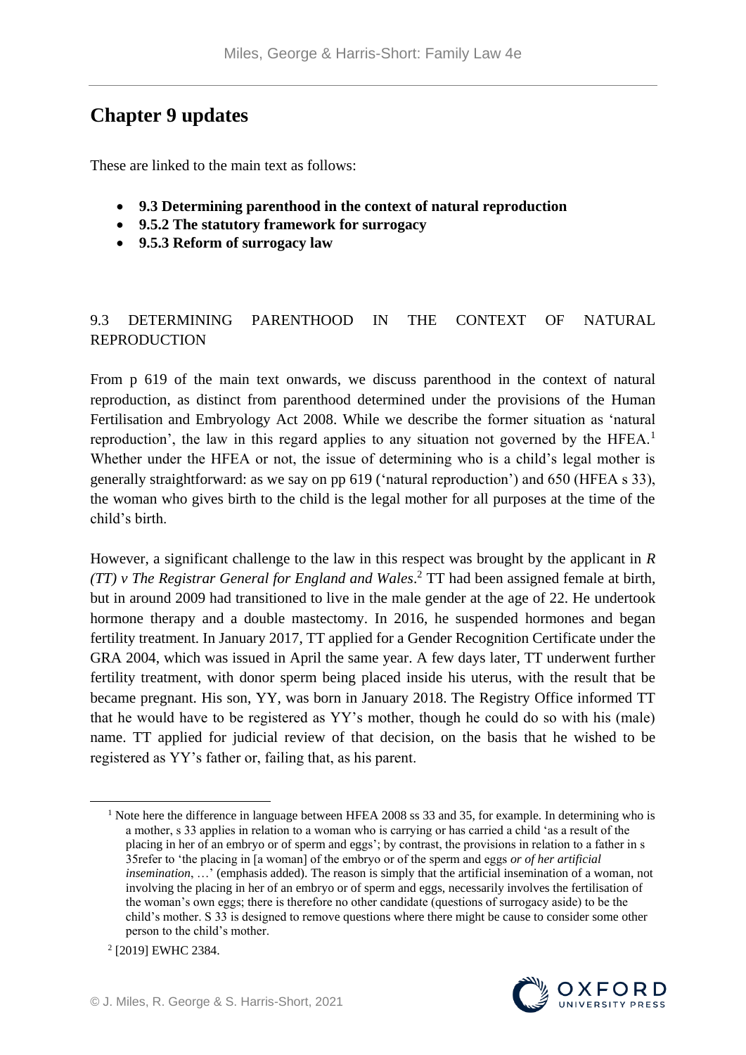# Chapter 9 updates

These are linked to the main text as follows:

- **9.3 Determining parenthood in the context of natural reproduction**
- **9.5.2 The statutory framework for surrogacy**
- **9.5.3 Reform of surrogacy law**

## 9.3 DETERMINING PARENTHOOD IN THE CONTEXT OF NATURAL REPRODUCTION

From p 619 of the main text onwards, we discuss parenthood in the context of natural reproduction, as distinct from parenthood determined under the provisions of the Human Fertilisation and Embryology Act 2008. While we describe the former situation as 'natural reproduction', the law in this regard applies to any situation not governed by the HFEA.[1] Whether under the HFEA or not, the issue of determining who is a child's legal mother is generally straightforward: as we say on pp 619 ('natural reproduction') and 650 (HFEA s 33), the woman who gives birth to the child is the legal mother for all purposes at the time of the child's birth.

However, a significant challenge to the law in this respect was brought by the applicant in *R (TT) v The Registrar General for England and Wales*.[2] TT had been assigned female at birth, but in around 2009 had transitioned to live in the male gender at the age of 22. He undertook hormone therapy and a double mastectomy. In 2016, he suspended hormones and began fertility treatment. In January 2017, TT applied for a Gender Recognition Certificate under the GRA 2004, which was issued in April the same year. A few days later, TT underwent further fertility treatment, with donor sperm being placed inside his uterus, with the result that be became pregnant. His son, YY, was born in January 2018. The Registry Office informed TT that he would have to be registered as YY's mother, though he could do so with his (male) name. TT applied for judicial review of that decision, on the basis that he wished to be registered as YY's father or, failing that, as his parent.

---

[1] Note here the difference in language between HFEA 2008 ss 33 and 35, for example. In determining who is a mother, s 33 applies in relation to a woman who is carrying or has carried a child 'as a result of the placing in her of an embryo or of sperm and eggs'; by contrast, the provisions in relation to a father in s 35refer to 'the placing in [a woman] of the embryo or of the sperm and eggs *or of her artificial insemination*, …' (emphasis added). The reason is simply that the artificial insemination of a woman, not involving the placing in her of an embryo or of sperm and eggs, necessarily involves the fertilisation of the woman's own eggs; there is therefore no other candidate (questions of surrogacy aside) to be the child's mother. S 33 is designed to remove questions where there might be cause to consider some other person to the child's mother.

[2] [2019] EWHC 2384.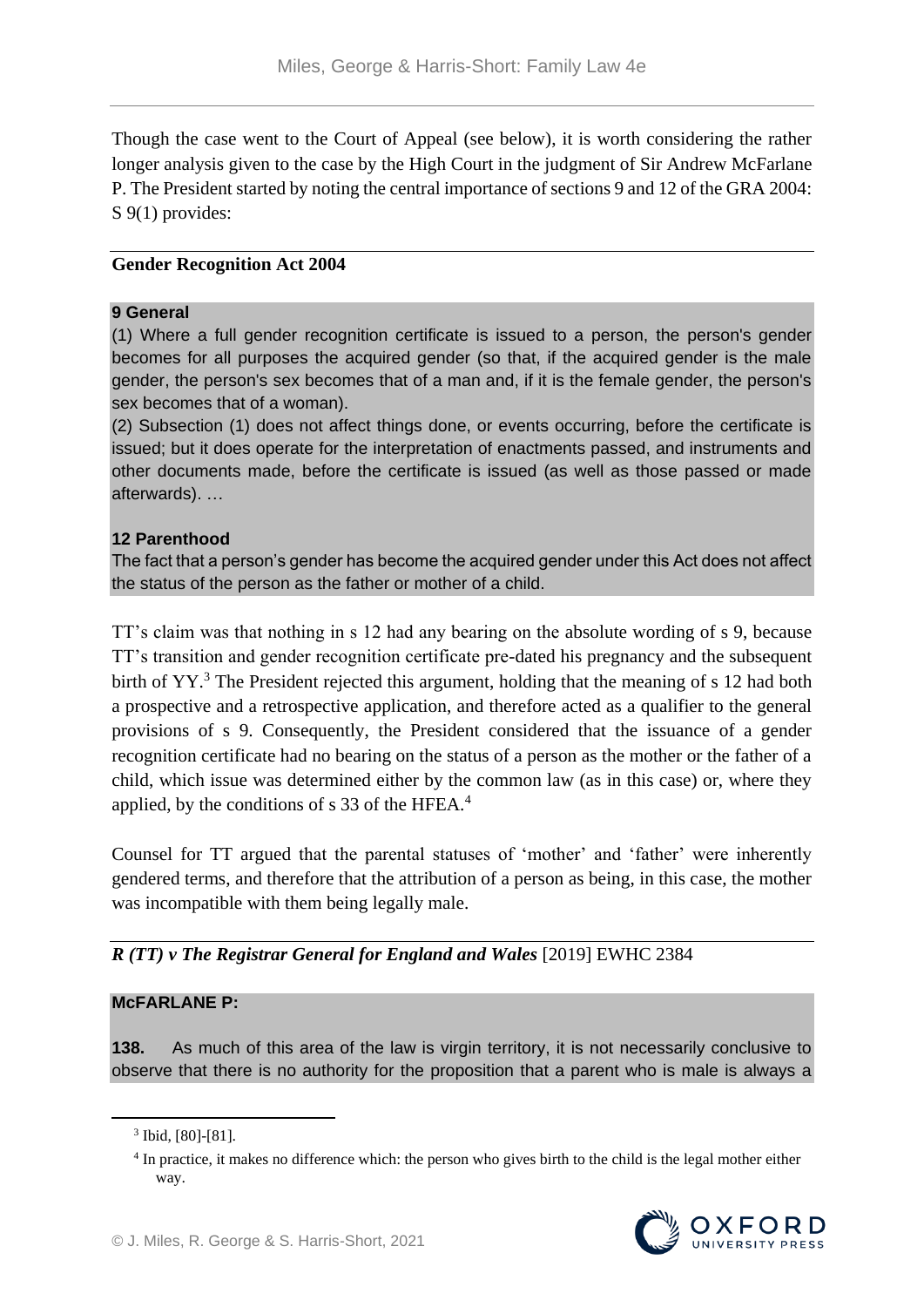Though the case went to the Court of Appeal (see below), it is worth considering the rather longer analysis given to the case by the High Court in the judgment of Sir Andrew McFarlane P. The President started by noting the central importance of sections 9 and 12 of the GRA 2004: S 9(1) provides:

**Gender Recognition Act 2004**

**9 General**

(1) Where a full gender recognition certificate is issued to a person, the person's gender becomes for all purposes the acquired gender (so that, if the acquired gender is the male gender, the person's sex becomes that of a man and, if it is the female gender, the person's sex becomes that of a woman).

(2) Subsection (1) does not affect things done, or events occurring, before the certificate is issued; but it does operate for the interpretation of enactments passed, and instruments and other documents made, before the certificate is issued (as well as those passed or made afterwards). …

**12 Parenthood**

The fact that a person's gender has become the acquired gender under this Act does not affect the status of the person as the father or mother of a child.

TT's claim was that nothing in s 12 had any bearing on the absolute wording of s 9, because TT's transition and gender recognition certificate pre-dated his pregnancy and the subsequent birth of YY.[3] The President rejected this argument, holding that the meaning of s 12 had both a prospective and a retrospective application, and therefore acted as a qualifier to the general provisions of s 9. Consequently, the President considered that the issuance of a gender recognition certificate had no bearing on the status of a person as the mother or the father of a child, which issue was determined either by the common law (as in this case) or, where they applied, by the conditions of s 33 of the HFEA.[4]

Counsel for TT argued that the parental statuses of 'mother' and 'father' were inherently gendered terms, and therefore that the attribution of a person as being, in this case, the mother was incompatible with them being legally male.

***R (TT) v The Registrar General for England and Wales*** [2019] EWHC 2384

**McFARLANE P:**

**138.** As much of this area of the law is virgin territory, it is not necessarily conclusive to observe that there is no authority for the proposition that a parent who is male is always a

[3] Ibid, [80]-[81].

[4] In practice, it makes no difference which: the person who gives birth to the child is the legal mother either way.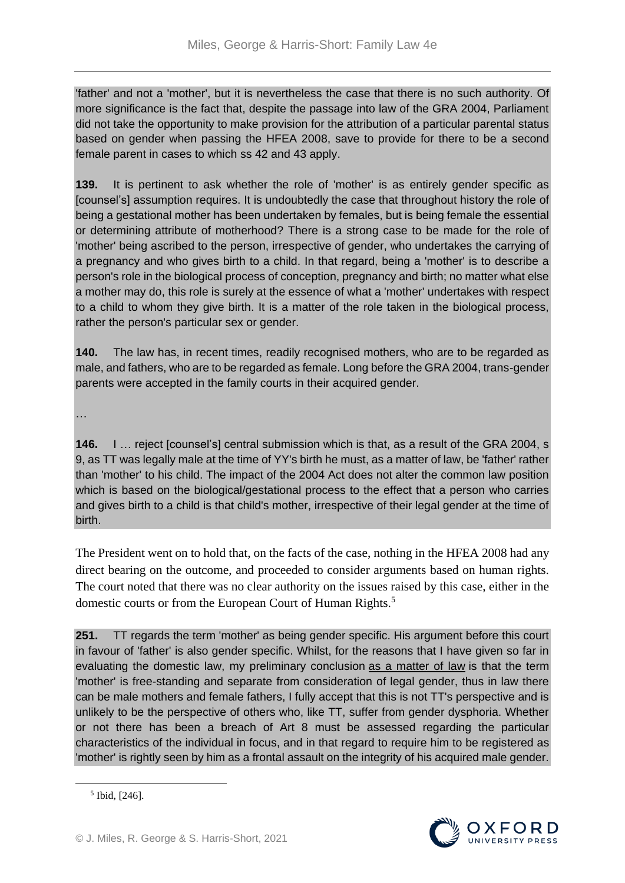'father' and not a 'mother', but it is nevertheless the case that there is no such authority. Of more significance is the fact that, despite the passage into law of the GRA 2004, Parliament did not take the opportunity to make provision for the attribution of a particular parental status based on gender when passing the HFEA 2008, save to provide for there to be a second female parent in cases to which ss 42 and 43 apply.

**139.** It is pertinent to ask whether the role of 'mother' is as entirely gender specific as [counsel's] assumption requires. It is undoubtedly the case that throughout history the role of being a gestational mother has been undertaken by females, but is being female the essential or determining attribute of motherhood? There is a strong case to be made for the role of 'mother' being ascribed to the person, irrespective of gender, who undertakes the carrying of a pregnancy and who gives birth to a child. In that regard, being a 'mother' is to describe a person's role in the biological process of conception, pregnancy and birth; no matter what else a mother may do, this role is surely at the essence of what a 'mother' undertakes with respect to a child to whom they give birth. It is a matter of the role taken in the biological process, rather the person's particular sex or gender.

**140.** The law has, in recent times, readily recognised mothers, who are to be regarded as male, and fathers, who are to be regarded as female. Long before the GRA 2004, trans-gender parents were accepted in the family courts in their acquired gender.

…

**146.** I … reject [counsel's] central submission which is that, as a result of the GRA 2004, s 9, as TT was legally male at the time of YY's birth he must, as a matter of law, be 'father' rather than 'mother' to his child. The impact of the 2004 Act does not alter the common law position which is based on the biological/gestational process to the effect that a person who carries and gives birth to a child is that child's mother, irrespective of their legal gender at the time of birth.

The President went on to hold that, on the facts of the case, nothing in the HFEA 2008 had any direct bearing on the outcome, and proceeded to consider arguments based on human rights. The court noted that there was no clear authority on the issues raised by this case, either in the domestic courts or from the European Court of Human Rights.[5]

**251.** TT regards the term 'mother' as being gender specific. His argument before this court in favour of 'father' is also gender specific. Whilst, for the reasons that I have given so far in evaluating the domestic law, my preliminary conclusion <u>as a matter of law</u> is that the term 'mother' is free-standing and separate from consideration of legal gender, thus in law there can be male mothers and female fathers, I fully accept that this is not TT's perspective and is unlikely to be the perspective of others who, like TT, suffer from gender dysphoria. Whether or not there has been a breach of Art 8 must be assessed regarding the particular characteristics of the individual in focus, and in that regard to require him to be registered as 'mother' is rightly seen by him as a frontal assault on the integrity of his acquired male gender.

[5] Ibid, [246].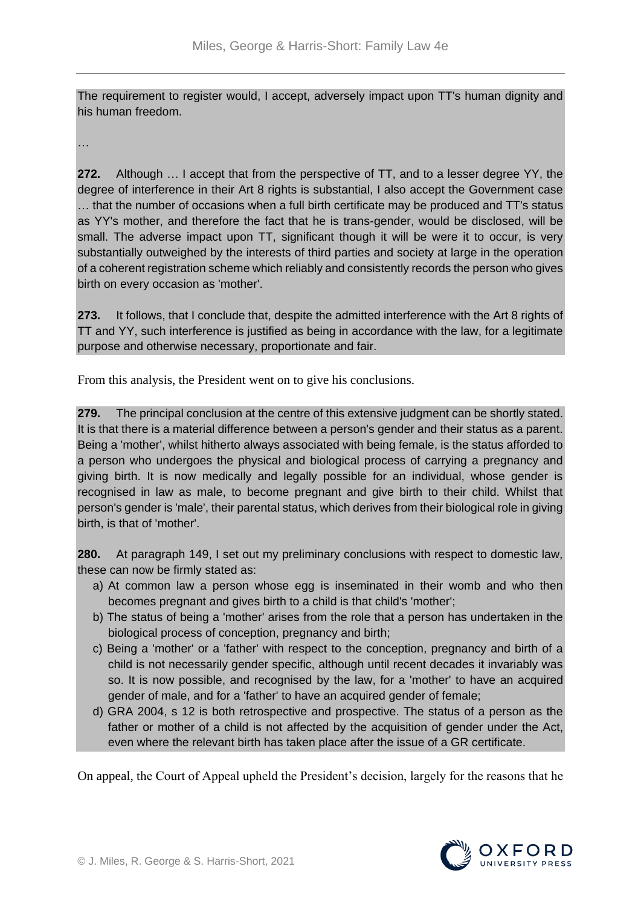The requirement to register would, I accept, adversely impact upon TT's human dignity and his human freedom.

…

**272.** Although … I accept that from the perspective of TT, and to a lesser degree YY, the degree of interference in their Art 8 rights is substantial, I also accept the Government case … that the number of occasions when a full birth certificate may be produced and TT's status as YY's mother, and therefore the fact that he is trans-gender, would be disclosed, will be small. The adverse impact upon TT, significant though it will be were it to occur, is very substantially outweighed by the interests of third parties and society at large in the operation of a coherent registration scheme which reliably and consistently records the person who gives birth on every occasion as 'mother'.

**273.** It follows, that I conclude that, despite the admitted interference with the Art 8 rights of TT and YY, such interference is justified as being in accordance with the law, for a legitimate purpose and otherwise necessary, proportionate and fair.

From this analysis, the President went on to give his conclusions.

**279.** The principal conclusion at the centre of this extensive judgment can be shortly stated. It is that there is a material difference between a person's gender and their status as a parent. Being a 'mother', whilst hitherto always associated with being female, is the status afforded to a person who undergoes the physical and biological process of carrying a pregnancy and giving birth. It is now medically and legally possible for an individual, whose gender is recognised in law as male, to become pregnant and give birth to their child. Whilst that person's gender is 'male', their parental status, which derives from their biological role in giving birth, is that of 'mother'.

**280.** At paragraph 149, I set out my preliminary conclusions with respect to domestic law, these can now be firmly stated as:

a) At common law a person whose egg is inseminated in their womb and who then becomes pregnant and gives birth to a child is that child's 'mother';
b) The status of being a 'mother' arises from the role that a person has undertaken in the biological process of conception, pregnancy and birth;
c) Being a 'mother' or a 'father' with respect to the conception, pregnancy and birth of a child is not necessarily gender specific, although until recent decades it invariably was so. It is now possible, and recognised by the law, for a 'mother' to have an acquired gender of male, and for a 'father' to have an acquired gender of female;
d) GRA 2004, s 12 is both retrospective and prospective. The status of a person as the father or mother of a child is not affected by the acquisition of gender under the Act, even where the relevant birth has taken place after the issue of a GR certificate.

On appeal, the Court of Appeal upheld the President's decision, largely for the reasons that he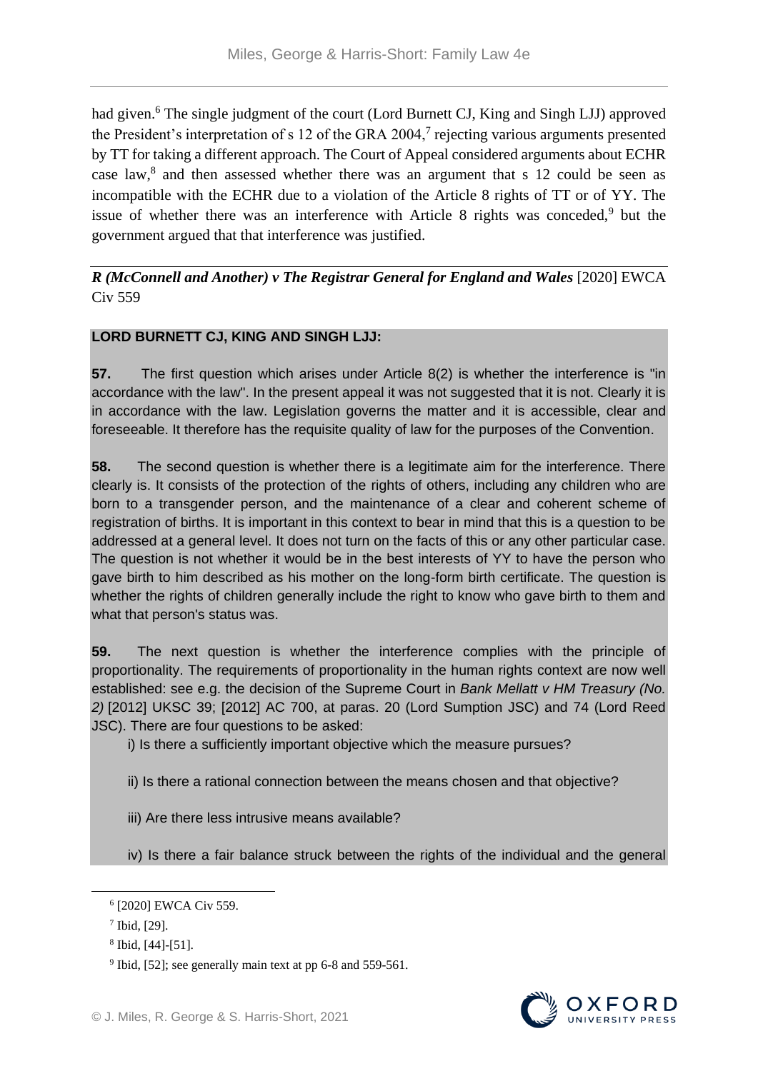had given.[6] The single judgment of the court (Lord Burnett CJ, King and Singh LJJ) approved the President's interpretation of s 12 of the GRA 2004,[7] rejecting various arguments presented by TT for taking a different approach. The Court of Appeal considered arguments about ECHR case law,[8] and then assessed whether there was an argument that s 12 could be seen as incompatible with the ECHR due to a violation of the Article 8 rights of TT or of YY. The issue of whether there was an interference with Article 8 rights was conceded,[9] but the government argued that that interference was justified.

***R (McConnell and Another) v The Registrar General for England and Wales*** [2020] EWCA Civ 559

**LORD BURNETT CJ, KING AND SINGH LJJ:**

**57.** The first question which arises under Article 8(2) is whether the interference is "in accordance with the law". In the present appeal it was not suggested that it is not. Clearly it is in accordance with the law. Legislation governs the matter and it is accessible, clear and foreseeable. It therefore has the requisite quality of law for the purposes of the Convention.

**58.** The second question is whether there is a legitimate aim for the interference. There clearly is. It consists of the protection of the rights of others, including any children who are born to a transgender person, and the maintenance of a clear and coherent scheme of registration of births. It is important in this context to bear in mind that this is a question to be addressed at a general level. It does not turn on the facts of this or any other particular case. The question is not whether it would be in the best interests of YY to have the person who gave birth to him described as his mother on the long-form birth certificate. The question is whether the rights of children generally include the right to know who gave birth to them and what that person's status was.

**59.** The next question is whether the interference complies with the principle of proportionality. The requirements of proportionality in the human rights context are now well established: see e.g. the decision of the Supreme Court in *Bank Mellatt v HM Treasury (No. 2)* [2012] UKSC 39; [2012] AC 700, at paras. 20 (Lord Sumption JSC) and 74 (Lord Reed JSC). There are four questions to be asked:

i) Is there a sufficiently important objective which the measure pursues?

ii) Is there a rational connection between the means chosen and that objective?

iii) Are there less intrusive means available?

iv) Is there a fair balance struck between the rights of the individual and the general

---

[6] [2020] EWCA Civ 559.

[7] Ibid, [29].

[8] Ibid, [44]-[51].

[9] Ibid, [52]; see generally main text at pp 6-8 and 559-561.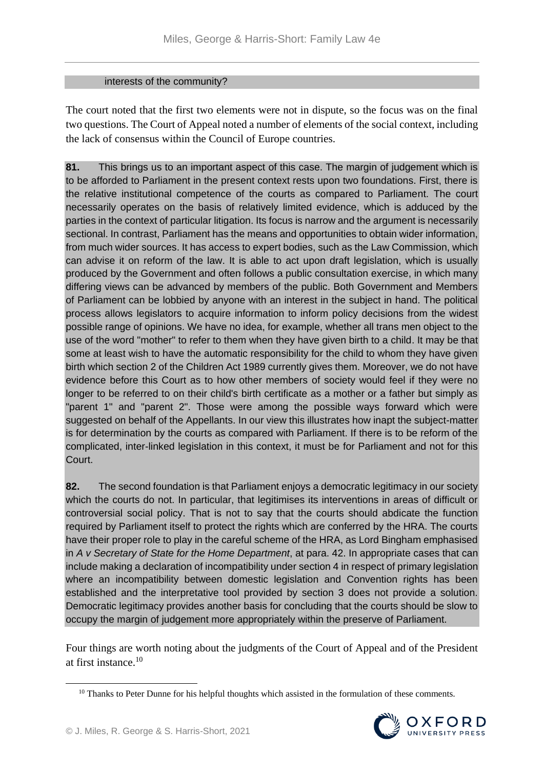interests of the community?

The court noted that the first two elements were not in dispute, so the focus was on the final two questions. The Court of Appeal noted a number of elements of the social context, including the lack of consensus within the Council of Europe countries.

> **81.** This brings us to an important aspect of this case. The margin of judgement which is to be afforded to Parliament in the present context rests upon two foundations. First, there is the relative institutional competence of the courts as compared to Parliament. The court necessarily operates on the basis of relatively limited evidence, which is adduced by the parties in the context of particular litigation. Its focus is narrow and the argument is necessarily sectional. In contrast, Parliament has the means and opportunities to obtain wider information, from much wider sources. It has access to expert bodies, such as the Law Commission, which can advise it on reform of the law. It is able to act upon draft legislation, which is usually produced by the Government and often follows a public consultation exercise, in which many differing views can be advanced by members of the public. Both Government and Members of Parliament can be lobbied by anyone with an interest in the subject in hand. The political process allows legislators to acquire information to inform policy decisions from the widest possible range of opinions. We have no idea, for example, whether all trans men object to the use of the word "mother" to refer to them when they have given birth to a child. It may be that some at least wish to have the automatic responsibility for the child to whom they have given birth which section 2 of the Children Act 1989 currently gives them. Moreover, we do not have evidence before this Court as to how other members of society would feel if they were no longer to be referred to on their child's birth certificate as a mother or a father but simply as "parent 1" and "parent 2". Those were among the possible ways forward which were suggested on behalf of the Appellants. In our view this illustrates how inapt the subject-matter is for determination by the courts as compared with Parliament. If there is to be reform of the complicated, inter-linked legislation in this context, it must be for Parliament and not for this Court.
>
> **82.** The second foundation is that Parliament enjoys a democratic legitimacy in our society which the courts do not. In particular, that legitimises its interventions in areas of difficult or controversial social policy. That is not to say that the courts should abdicate the function required by Parliament itself to protect the rights which are conferred by the HRA. The courts have their proper role to play in the careful scheme of the HRA, as Lord Bingham emphasised in *A v Secretary of State for the Home Department*, at para. 42. In appropriate cases that can include making a declaration of incompatibility under section 4 in respect of primary legislation where an incompatibility between domestic legislation and Convention rights has been established and the interpretative tool provided by section 3 does not provide a solution. Democratic legitimacy provides another basis for concluding that the courts should be slow to occupy the margin of judgement more appropriately within the preserve of Parliament.

Four things are worth noting about the judgments of the Court of Appeal and of the President at first instance.[10]

[10] Thanks to Peter Dunne for his helpful thoughts which assisted in the formulation of these comments.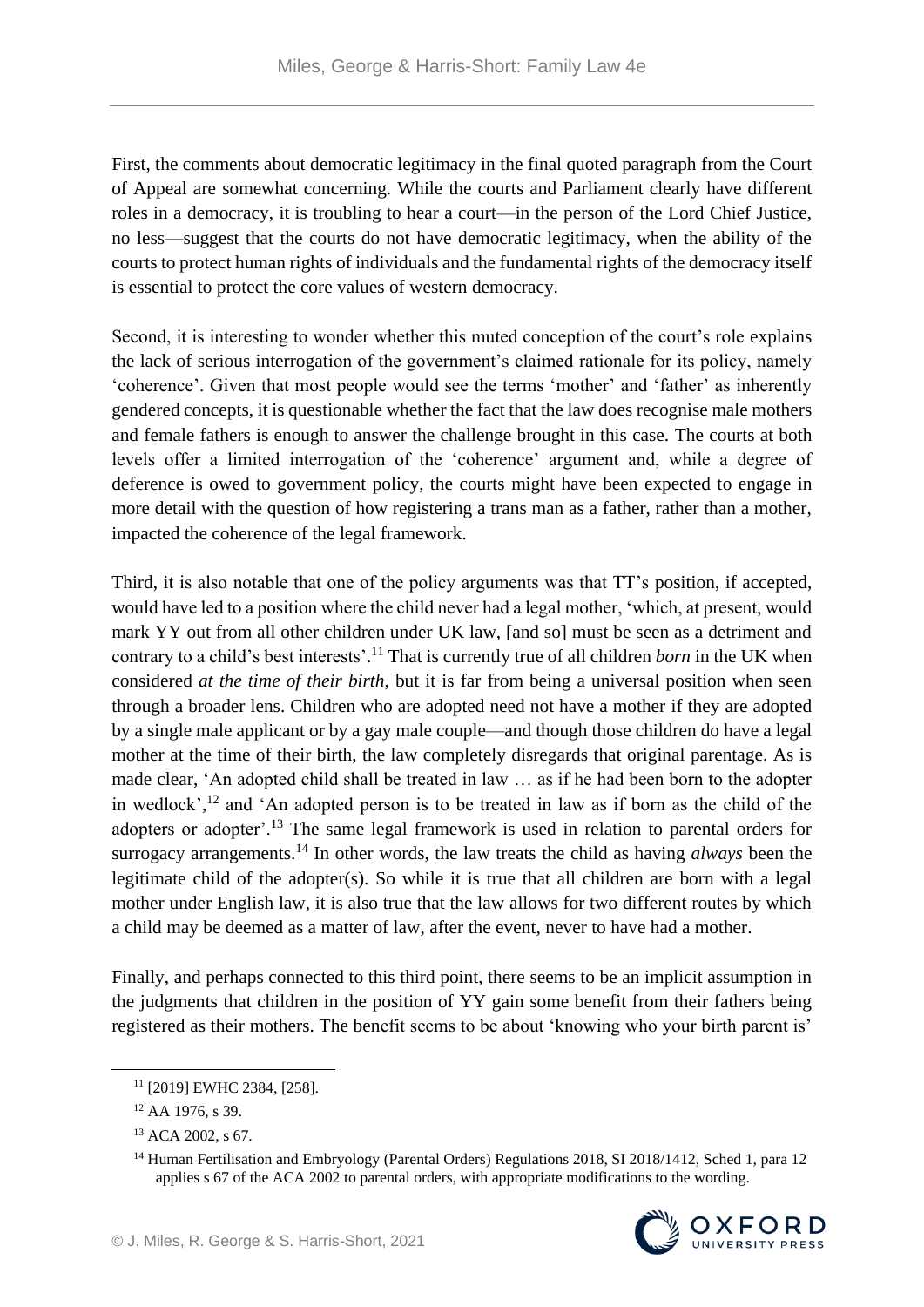First, the comments about democratic legitimacy in the final quoted paragraph from the Court of Appeal are somewhat concerning. While the courts and Parliament clearly have different roles in a democracy, it is troubling to hear a court—in the person of the Lord Chief Justice, no less—suggest that the courts do not have democratic legitimacy, when the ability of the courts to protect human rights of individuals and the fundamental rights of the democracy itself is essential to protect the core values of western democracy.

Second, it is interesting to wonder whether this muted conception of the court's role explains the lack of serious interrogation of the government's claimed rationale for its policy, namely 'coherence'. Given that most people would see the terms 'mother' and 'father' as inherently gendered concepts, it is questionable whether the fact that the law does recognise male mothers and female fathers is enough to answer the challenge brought in this case. The courts at both levels offer a limited interrogation of the 'coherence' argument and, while a degree of deference is owed to government policy, the courts might have been expected to engage in more detail with the question of how registering a trans man as a father, rather than a mother, impacted the coherence of the legal framework.

Third, it is also notable that one of the policy arguments was that TT's position, if accepted, would have led to a position where the child never had a legal mother, 'which, at present, would mark YY out from all other children under UK law, [and so] must be seen as a detriment and contrary to a child's best interests'.[11] That is currently true of all children *born* in the UK when considered *at the time of their birth*, but it is far from being a universal position when seen through a broader lens. Children who are adopted need not have a mother if they are adopted by a single male applicant or by a gay male couple—and though those children do have a legal mother at the time of their birth, the law completely disregards that original parentage. As is made clear, 'An adopted child shall be treated in law … as if he had been born to the adopter in wedlock',[12] and 'An adopted person is to be treated in law as if born as the child of the adopters or adopter'.[13] The same legal framework is used in relation to parental orders for surrogacy arrangements.[14] In other words, the law treats the child as having *always* been the legitimate child of the adopter(s). So while it is true that all children are born with a legal mother under English law, it is also true that the law allows for two different routes by which a child may be deemed as a matter of law, after the event, never to have had a mother.

Finally, and perhaps connected to this third point, there seems to be an implicit assumption in the judgments that children in the position of YY gain some benefit from their fathers being registered as their mothers. The benefit seems to be about 'knowing who your birth parent is'

---

[11] [2019] EWHC 2384, [258].

[12] AA 1976, s 39.

[13] ACA 2002, s 67.

[14] Human Fertilisation and Embryology (Parental Orders) Regulations 2018, SI 2018/1412, Sched 1, para 12 applies s 67 of the ACA 2002 to parental orders, with appropriate modifications to the wording.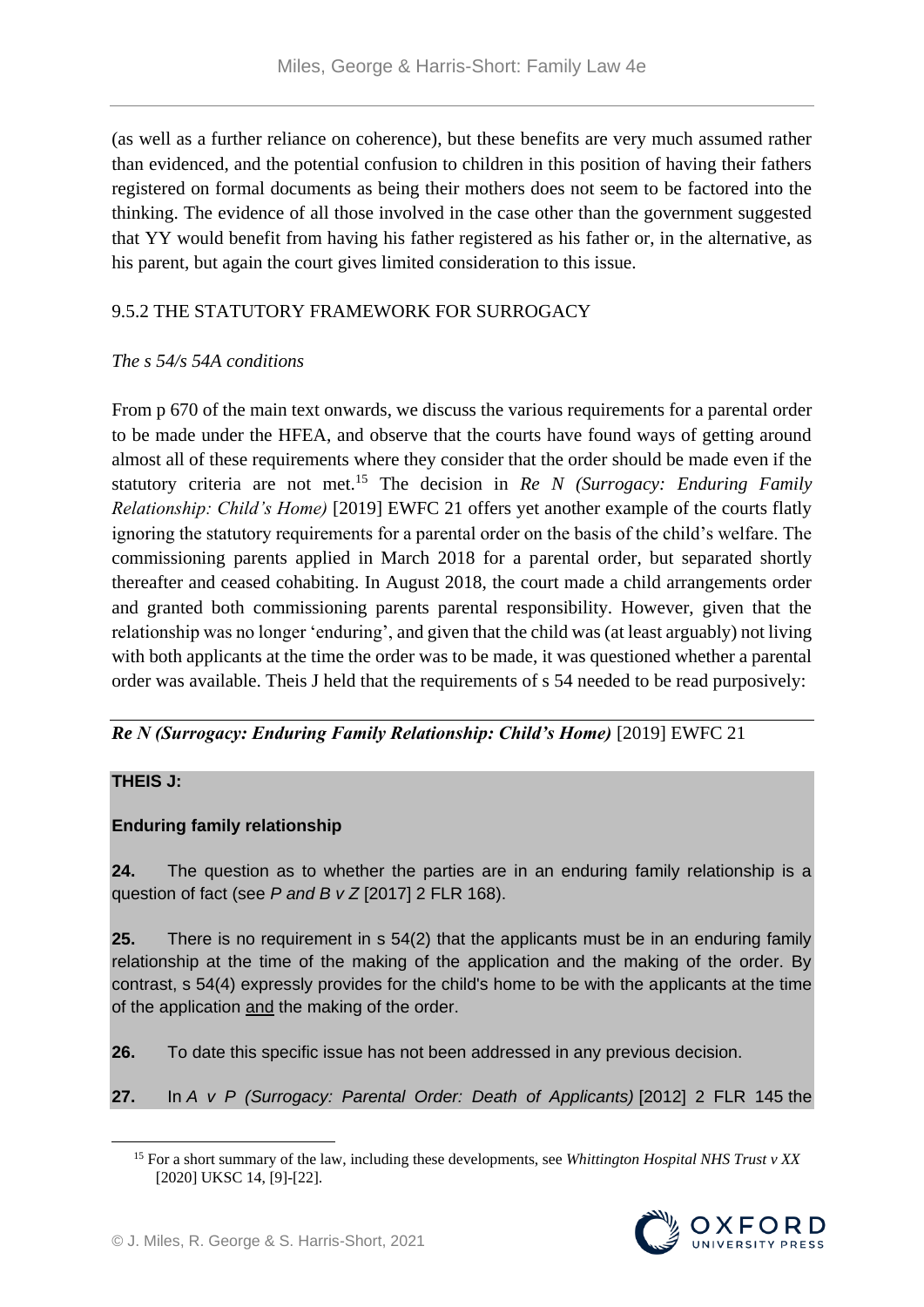(as well as a further reliance on coherence), but these benefits are very much assumed rather than evidenced, and the potential confusion to children in this position of having their fathers registered on formal documents as being their mothers does not seem to be factored into the thinking. The evidence of all those involved in the case other than the government suggested that YY would benefit from having his father registered as his father or, in the alternative, as his parent, but again the court gives limited consideration to this issue.

## 9.5.2 THE STATUTORY FRAMEWORK FOR SURROGACY

### *The s 54/s 54A conditions*

From p 670 of the main text onwards, we discuss the various requirements for a parental order to be made under the HFEA, and observe that the courts have found ways of getting around almost all of these requirements where they consider that the order should be made even if the statutory criteria are not met.[15] The decision in *Re N (Surrogacy: Enduring Family Relationship: Child's Home)* [2019] EWFC 21 offers yet another example of the courts flatly ignoring the statutory requirements for a parental order on the basis of the child's welfare. The commissioning parents applied in March 2018 for a parental order, but separated shortly thereafter and ceased cohabiting. In August 2018, the court made a child arrangements order and granted both commissioning parents parental responsibility. However, given that the relationship was no longer 'enduring', and given that the child was (at least arguably) not living with both applicants at the time the order was to be made, it was questioned whether a parental order was available. Theis J held that the requirements of s 54 needed to be read purposively:

***Re N (Surrogacy: Enduring Family Relationship: Child's Home)*** [2019] EWFC 21

**THEIS J:**

**Enduring family relationship**

**24.** The question as to whether the parties are in an enduring family relationship is a question of fact (see *P and B v Z* [2017] 2 FLR 168).

**25.** There is no requirement in s 54(2) that the applicants must be in an enduring family relationship at the time of the making of the application and the making of the order. By contrast, s 54(4) expressly provides for the child's home to be with the applicants at the time of the application <u>and</u> the making of the order.

**26.** To date this specific issue has not been addressed in any previous decision.

**27.** In *A v P (Surrogacy: Parental Order: Death of Applicants)* [2012] 2 FLR 145 the

---

[15] For a short summary of the law, including these developments, see *Whittington Hospital NHS Trust v XX* [2020] UKSC 14, [9]-[22].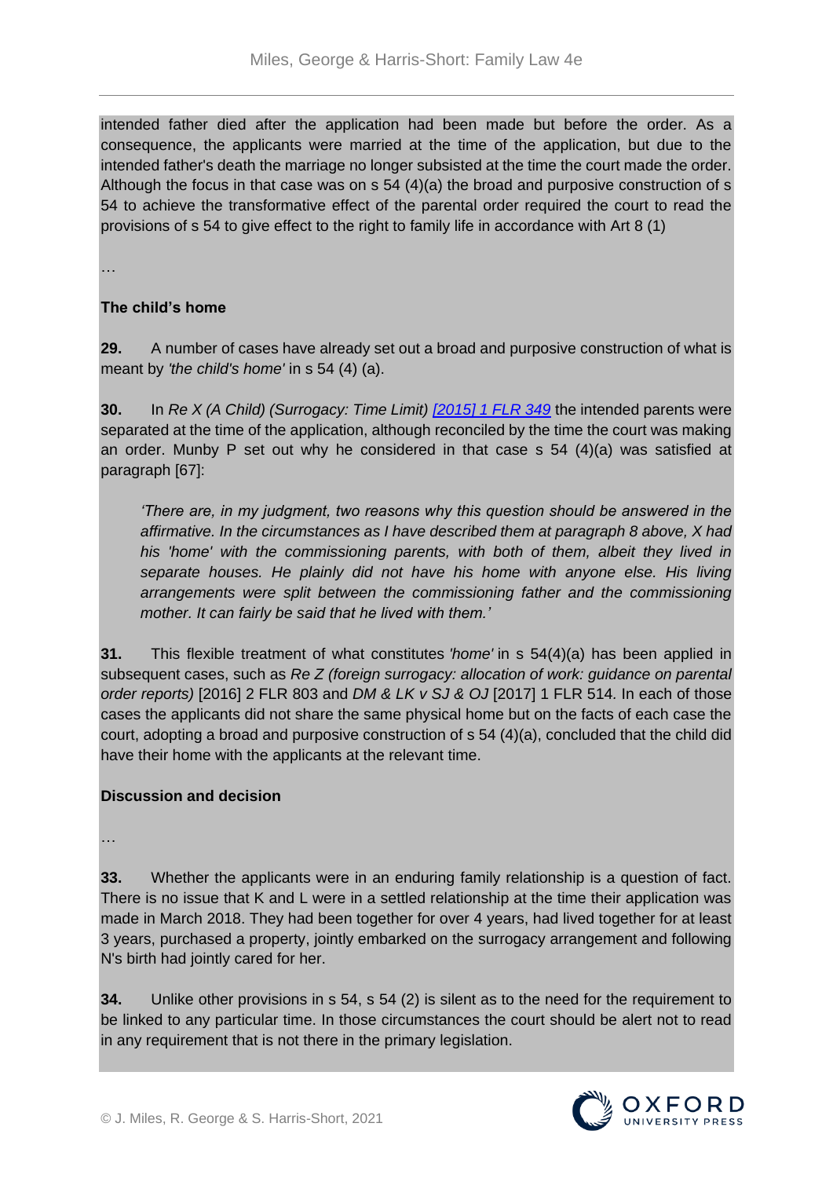intended father died after the application had been made but before the order. As a consequence, the applicants were married at the time of the application, but due to the intended father's death the marriage no longer subsisted at the time the court made the order. Although the focus in that case was on s 54 (4)(a) the broad and purposive construction of s 54 to achieve the transformative effect of the parental order required the court to read the provisions of s 54 to give effect to the right to family life in accordance with Art 8 (1)

…

**The child's home**

**29.** A number of cases have already set out a broad and purposive construction of what is meant by *'the child's home'* in s 54 (4) (a).

**30.** In *Re X (A Child) (Surrogacy: Time Limit)* [[2015] 1 FLR 349]() the intended parents were separated at the time of the application, although reconciled by the time the court was making an order. Munby P set out why he considered in that case s 54 (4)(a) was satisfied at paragraph [67]:

> *'There are, in my judgment, two reasons why this question should be answered in the affirmative. In the circumstances as I have described them at paragraph 8 above, X had his 'home' with the commissioning parents, with both of them, albeit they lived in separate houses. He plainly did not have his home with anyone else. His living arrangements were split between the commissioning father and the commissioning mother. It can fairly be said that he lived with them.'*

**31.** This flexible treatment of what constitutes *'home'* in s 54(4)(a) has been applied in subsequent cases, such as *Re Z (foreign surrogacy: allocation of work: guidance on parental order reports)* [2016] 2 FLR 803 and *DM & LK v SJ & OJ* [2017] 1 FLR 514. In each of those cases the applicants did not share the same physical home but on the facts of each case the court, adopting a broad and purposive construction of s 54 (4)(a), concluded that the child did have their home with the applicants at the relevant time.

**Discussion and decision**

…

**33.** Whether the applicants were in an enduring family relationship is a question of fact. There is no issue that K and L were in a settled relationship at the time their application was made in March 2018. They had been together for over 4 years, had lived together for at least 3 years, purchased a property, jointly embarked on the surrogacy arrangement and following N's birth had jointly cared for her.

**34.** Unlike other provisions in s 54, s 54 (2) is silent as to the need for the requirement to be linked to any particular time. In those circumstances the court should be alert not to read in any requirement that is not there in the primary legislation.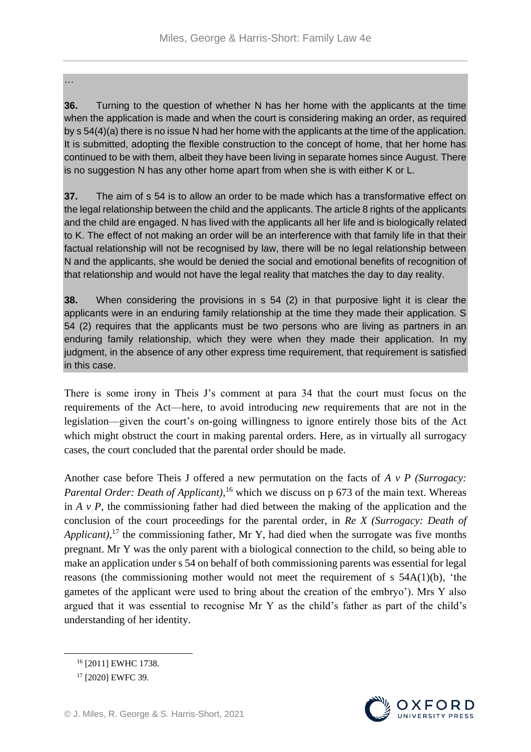…

**36.** Turning to the question of whether N has her home with the applicants at the time when the application is made and when the court is considering making an order, as required by s 54(4)(a) there is no issue N had her home with the applicants at the time of the application. It is submitted, adopting the flexible construction to the concept of home, that her home has continued to be with them, albeit they have been living in separate homes since August. There is no suggestion N has any other home apart from when she is with either K or L.

**37.** The aim of s 54 is to allow an order to be made which has a transformative effect on the legal relationship between the child and the applicants. The article 8 rights of the applicants and the child are engaged. N has lived with the applicants all her life and is biologically related to K. The effect of not making an order will be an interference with that family life in that their factual relationship will not be recognised by law, there will be no legal relationship between N and the applicants, she would be denied the social and emotional benefits of recognition of that relationship and would not have the legal reality that matches the day to day reality.

**38.** When considering the provisions in s 54 (2) in that purposive light it is clear the applicants were in an enduring family relationship at the time they made their application. S 54 (2) requires that the applicants must be two persons who are living as partners in an enduring family relationship, which they were when they made their application. In my judgment, in the absence of any other express time requirement, that requirement is satisfied in this case.

There is some irony in Theis J's comment at para 34 that the court must focus on the requirements of the Act—here, to avoid introducing *new* requirements that are not in the legislation—given the court's on-going willingness to ignore entirely those bits of the Act which might obstruct the court in making parental orders. Here, as in virtually all surrogacy cases, the court concluded that the parental order should be made.

Another case before Theis J offered a new permutation on the facts of *A v P (Surrogacy: Parental Order: Death of Applicant)*,[16] which we discuss on p 673 of the main text. Whereas in *A v P*, the commissioning father had died between the making of the application and the conclusion of the court proceedings for the parental order, in *Re X (Surrogacy: Death of Applicant)*,[17] the commissioning father, Mr Y, had died when the surrogate was five months pregnant. Mr Y was the only parent with a biological connection to the child, so being able to make an application under s 54 on behalf of both commissioning parents was essential for legal reasons (the commissioning mother would not meet the requirement of s 54A(1)(b), 'the gametes of the applicant were used to bring about the creation of the embryo'). Mrs Y also argued that it was essential to recognise Mr Y as the child's father as part of the child's understanding of her identity.

[16] [2011] EWHC 1738.

[17] [2020] EWFC 39.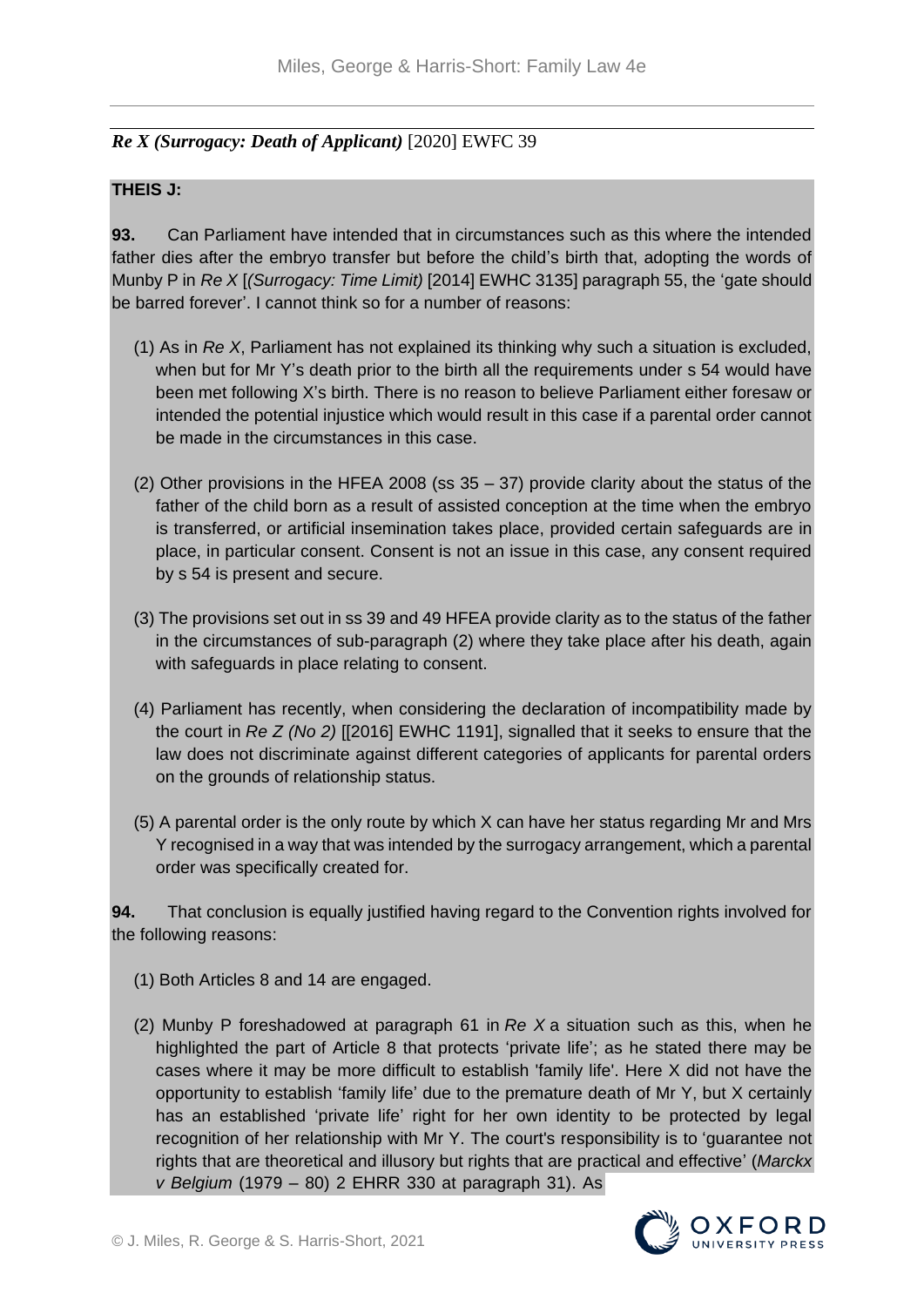*Re X (Surrogacy: Death of Applicant)* [2020] EWFC 39

**THEIS J:**

**93.** Can Parliament have intended that in circumstances such as this where the intended father dies after the embryo transfer but before the child's birth that, adopting the words of Munby P in *Re X* [*(Surrogacy: Time Limit)* [2014] EWHC 3135] paragraph 55, the 'gate should be barred forever'. I cannot think so for a number of reasons:

(1) As in *Re X*, Parliament has not explained its thinking why such a situation is excluded, when but for Mr Y's death prior to the birth all the requirements under s 54 would have been met following X's birth. There is no reason to believe Parliament either foresaw or intended the potential injustice which would result in this case if a parental order cannot be made in the circumstances in this case.

(2) Other provisions in the HFEA 2008 (ss 35 – 37) provide clarity about the status of the father of the child born as a result of assisted conception at the time when the embryo is transferred, or artificial insemination takes place, provided certain safeguards are in place, in particular consent. Consent is not an issue in this case, any consent required by s 54 is present and secure.

(3) The provisions set out in ss 39 and 49 HFEA provide clarity as to the status of the father in the circumstances of sub-paragraph (2) where they take place after his death, again with safeguards in place relating to consent.

(4) Parliament has recently, when considering the declaration of incompatibility made by the court in *Re Z (No 2)* [[2016] EWHC 1191], signalled that it seeks to ensure that the law does not discriminate against different categories of applicants for parental orders on the grounds of relationship status.

(5) A parental order is the only route by which X can have her status regarding Mr and Mrs Y recognised in a way that was intended by the surrogacy arrangement, which a parental order was specifically created for.

**94.** That conclusion is equally justified having regard to the Convention rights involved for the following reasons:

(1) Both Articles 8 and 14 are engaged.

(2) Munby P foreshadowed at paragraph 61 in *Re X* a situation such as this, when he highlighted the part of Article 8 that protects 'private life'; as he stated there may be cases where it may be more difficult to establish 'family life'. Here X did not have the opportunity to establish 'family life' due to the premature death of Mr Y, but X certainly has an established 'private life' right for her own identity to be protected by legal recognition of her relationship with Mr Y. The court's responsibility is to 'guarantee not rights that are theoretical and illusory but rights that are practical and effective' (*Marckx v Belgium* (1979 – 80) 2 EHRR 330 at paragraph 31). As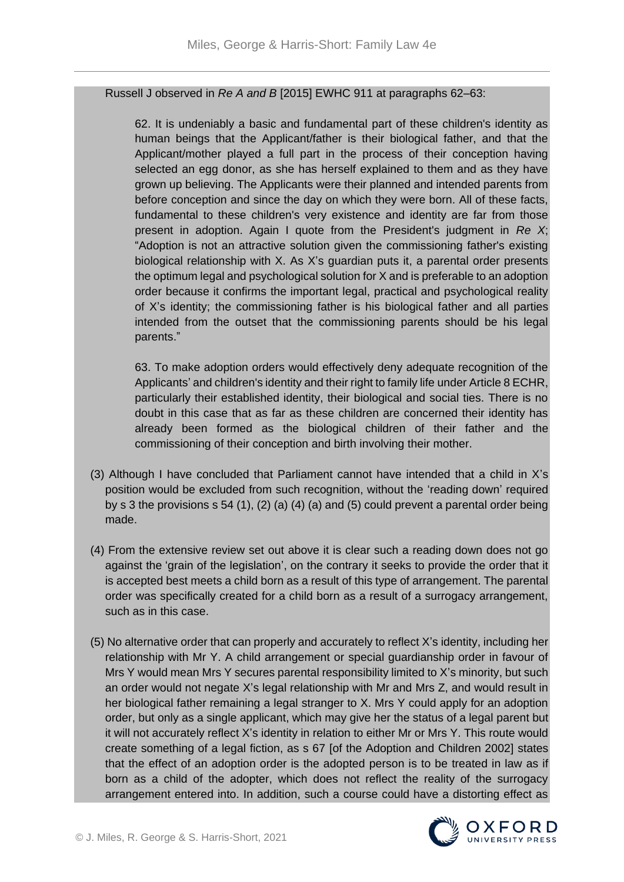Russell J observed in *Re A and B* [2015] EWHC 911 at paragraphs 62–63:

> 62. It is undeniably a basic and fundamental part of these children's identity as human beings that the Applicant/father is their biological father, and that the Applicant/mother played a full part in the process of their conception having selected an egg donor, as she has herself explained to them and as they have grown up believing. The Applicants were their planned and intended parents from before conception and since the day on which they were born. All of these facts, fundamental to these children's very existence and identity are far from those present in adoption. Again I quote from the President's judgment in *Re X*; "Adoption is not an attractive solution given the commissioning father's existing biological relationship with X. As X's guardian puts it, a parental order presents the optimum legal and psychological solution for X and is preferable to an adoption order because it confirms the important legal, practical and psychological reality of X's identity; the commissioning father is his biological father and all parties intended from the outset that the commissioning parents should be his legal parents."
>
> 63. To make adoption orders would effectively deny adequate recognition of the Applicants' and children's identity and their right to family life under Article 8 ECHR, particularly their established identity, their biological and social ties. There is no doubt in this case that as far as these children are concerned their identity has already been formed as the biological children of their father and the commissioning of their conception and birth involving their mother.

(3) Although I have concluded that Parliament cannot have intended that a child in X's position would be excluded from such recognition, without the 'reading down' required by s 3 the provisions s 54 (1), (2) (a) (4) (a) and (5) could prevent a parental order being made.

(4) From the extensive review set out above it is clear such a reading down does not go against the 'grain of the legislation', on the contrary it seeks to provide the order that it is accepted best meets a child born as a result of this type of arrangement. The parental order was specifically created for a child born as a result of a surrogacy arrangement, such as in this case.

(5) No alternative order that can properly and accurately to reflect X's identity, including her relationship with Mr Y. A child arrangement or special guardianship order in favour of Mrs Y would mean Mrs Y secures parental responsibility limited to X's minority, but such an order would not negate X's legal relationship with Mr and Mrs Z, and would result in her biological father remaining a legal stranger to X. Mrs Y could apply for an adoption order, but only as a single applicant, which may give her the status of a legal parent but it will not accurately reflect X's identity in relation to either Mr or Mrs Y. This route would create something of a legal fiction, as s 67 [of the Adoption and Children 2002] states that the effect of an adoption order is the adopted person is to be treated in law as if born as a child of the adopter, which does not reflect the reality of the surrogacy arrangement entered into. In addition, such a course could have a distorting effect as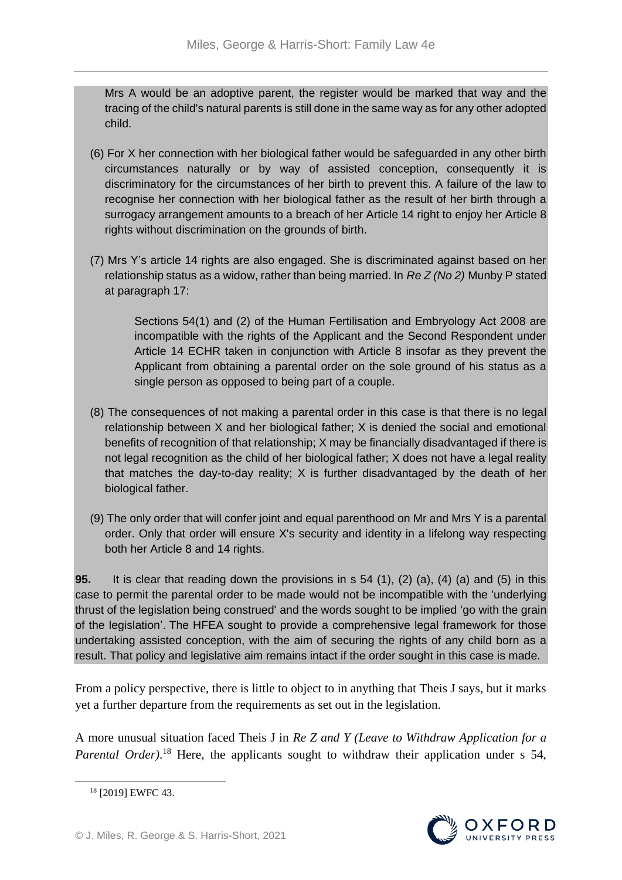Mrs A would be an adoptive parent, the register would be marked that way and the tracing of the child's natural parents is still done in the same way as for any other adopted child.

(6) For X her connection with her biological father would be safeguarded in any other birth circumstances naturally or by way of assisted conception, consequently it is discriminatory for the circumstances of her birth to prevent this. A failure of the law to recognise her connection with her biological father as the result of her birth through a surrogacy arrangement amounts to a breach of her Article 14 right to enjoy her Article 8 rights without discrimination on the grounds of birth.

(7) Mrs Y's article 14 rights are also engaged. She is discriminated against based on her relationship status as a widow, rather than being married. In *Re Z (No 2)* Munby P stated at paragraph 17:

> Sections 54(1) and (2) of the Human Fertilisation and Embryology Act 2008 are incompatible with the rights of the Applicant and the Second Respondent under Article 14 ECHR taken in conjunction with Article 8 insofar as they prevent the Applicant from obtaining a parental order on the sole ground of his status as a single person as opposed to being part of a couple.

(8) The consequences of not making a parental order in this case is that there is no legal relationship between X and her biological father; X is denied the social and emotional benefits of recognition of that relationship; X may be financially disadvantaged if there is not legal recognition as the child of her biological father; X does not have a legal reality that matches the day-to-day reality; X is further disadvantaged by the death of her biological father.

(9) The only order that will confer joint and equal parenthood on Mr and Mrs Y is a parental order. Only that order will ensure X's security and identity in a lifelong way respecting both her Article 8 and 14 rights.

**95.** It is clear that reading down the provisions in s 54 (1), (2) (a), (4) (a) and (5) in this case to permit the parental order to be made would not be incompatible with the 'underlying thrust of the legislation being construed' and the words sought to be implied 'go with the grain of the legislation'. The HFEA sought to provide a comprehensive legal framework for those undertaking assisted conception, with the aim of securing the rights of any child born as a result. That policy and legislative aim remains intact if the order sought in this case is made.

From a policy perspective, there is little to object to in anything that Theis J says, but it marks yet a further departure from the requirements as set out in the legislation.

A more unusual situation faced Theis J in *Re Z and Y (Leave to Withdraw Application for a Parental Order)*.[18] Here, the applicants sought to withdraw their application under s 54,

[18] [2019] EWFC 43.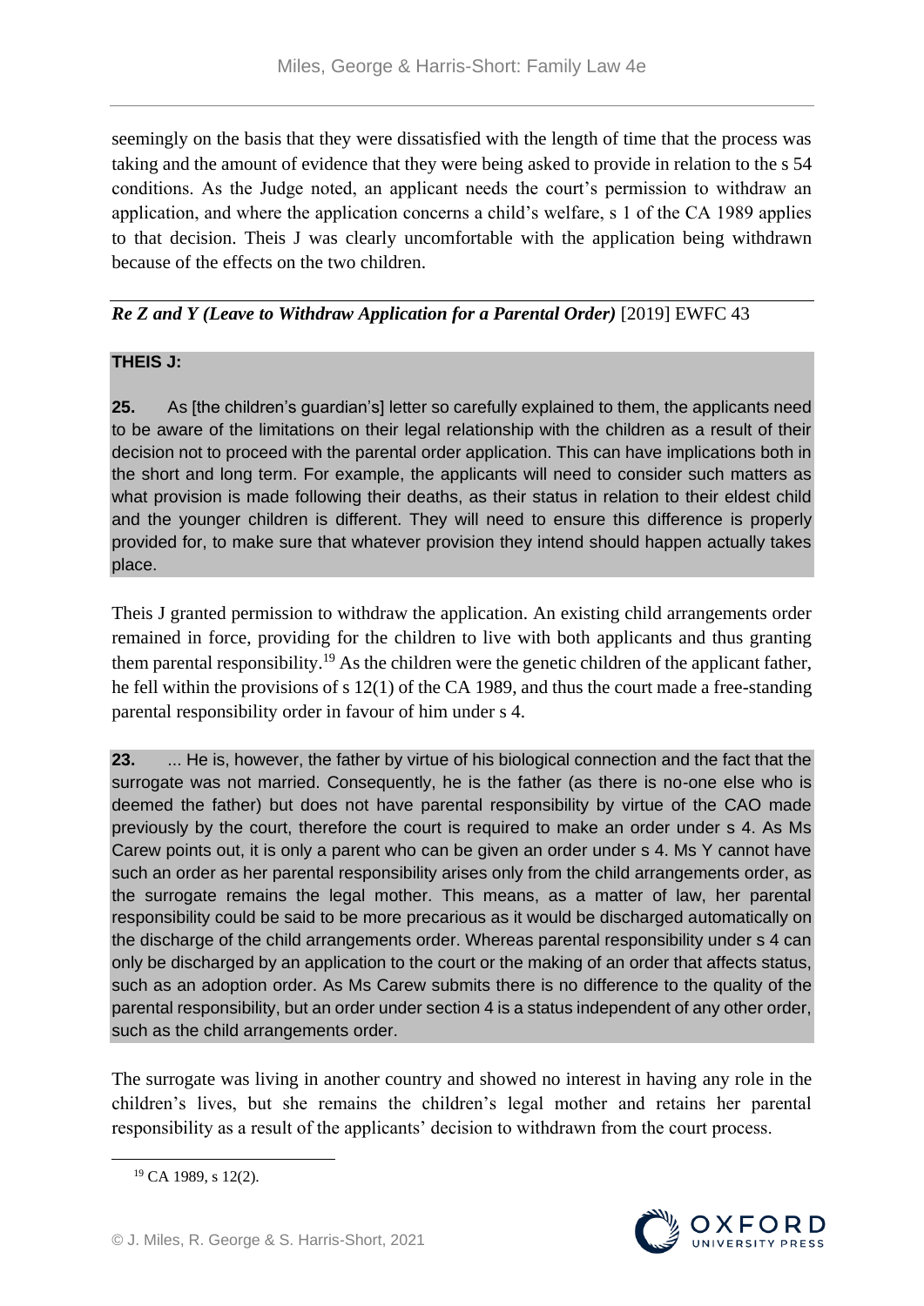seemingly on the basis that they were dissatisfied with the length of time that the process was taking and the amount of evidence that they were being asked to provide in relation to the s 54 conditions. As the Judge noted, an applicant needs the court's permission to withdraw an application, and where the application concerns a child's welfare, s 1 of the CA 1989 applies to that decision. Theis J was clearly uncomfortable with the application being withdrawn because of the effects on the two children.

***Re Z and Y (Leave to Withdraw Application for a Parental Order)*** [2019] EWFC 43

> **THEIS J:**
>
> **25.** As [the children's guardian's] letter so carefully explained to them, the applicants need to be aware of the limitations on their legal relationship with the children as a result of their decision not to proceed with the parental order application. This can have implications both in the short and long term. For example, the applicants will need to consider such matters as what provision is made following their deaths, as their status in relation to their eldest child and the younger children is different. They will need to ensure this difference is properly provided for, to make sure that whatever provision they intend should happen actually takes place.

Theis J granted permission to withdraw the application. An existing child arrangements order remained in force, providing for the children to live with both applicants and thus granting them parental responsibility.[19] As the children were the genetic children of the applicant father, he fell within the provisions of s 12(1) of the CA 1989, and thus the court made a free-standing parental responsibility order in favour of him under s 4.

> **23.** ... He is, however, the father by virtue of his biological connection and the fact that the surrogate was not married. Consequently, he is the father (as there is no-one else who is deemed the father) but does not have parental responsibility by virtue of the CAO made previously by the court, therefore the court is required to make an order under s 4. As Ms Carew points out, it is only a parent who can be given an order under s 4. Ms Y cannot have such an order as her parental responsibility arises only from the child arrangements order, as the surrogate remains the legal mother. This means, as a matter of law, her parental responsibility could be said to be more precarious as it would be discharged automatically on the discharge of the child arrangements order. Whereas parental responsibility under s 4 can only be discharged by an application to the court or the making of an order that affects status, such as an adoption order. As Ms Carew submits there is no difference to the quality of the parental responsibility, but an order under section 4 is a status independent of any other order, such as the child arrangements order.

The surrogate was living in another country and showed no interest in having any role in the children's lives, but she remains the children's legal mother and retains her parental responsibility as a result of the applicants' decision to withdrawn from the court process.

---

[19] CA 1989, s 12(2).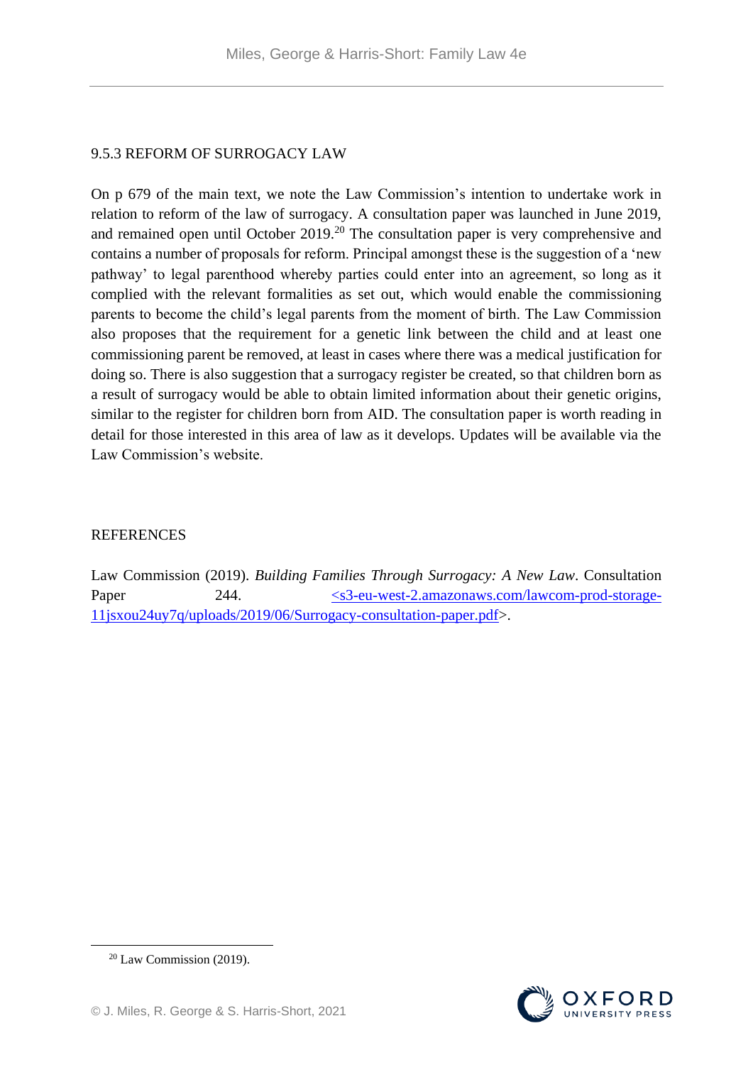### 9.5.3 REFORM OF SURROGACY LAW

On p 679 of the main text, we note the Law Commission's intention to undertake work in relation to reform of the law of surrogacy. A consultation paper was launched in June 2019, and remained open until October 2019.[20] The consultation paper is very comprehensive and contains a number of proposals for reform. Principal amongst these is the suggestion of a 'new pathway' to legal parenthood whereby parties could enter into an agreement, so long as it complied with the relevant formalities as set out, which would enable the commissioning parents to become the child's legal parents from the moment of birth. The Law Commission also proposes that the requirement for a genetic link between the child and at least one commissioning parent be removed, at least in cases where there was a medical justification for doing so. There is also suggestion that a surrogacy register be created, so that children born as a result of surrogacy would be able to obtain limited information about their genetic origins, similar to the register for children born from AID. The consultation paper is worth reading in detail for those interested in this area of law as it develops. Updates will be available via the Law Commission's website.

## REFERENCES

Law Commission (2019). *Building Families Through Surrogacy: A New Law*. Consultation Paper 244. <s3-eu-west-2.amazonaws.com/lawcom-prod-storage-11jsxou24uy7q/uploads/2019/06/Surrogacy-consultation-paper.pdf>.

[20] Law Commission (2019).